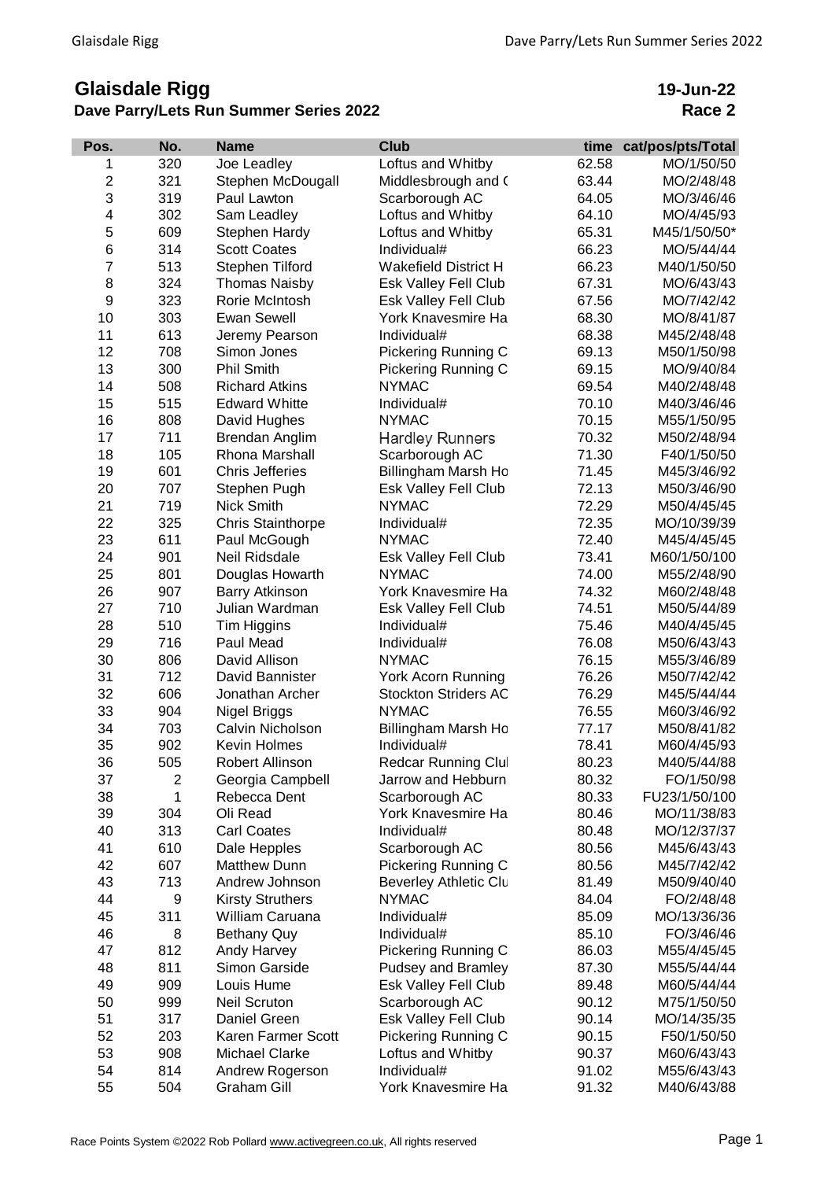# Glaisdale Rigg

## Dave Parry/Lets Run Summer Series 2022

**19-Jun-22**
**Race 2**

| Pos. | No. | Name | Club | time | cat/pos/pts/Total |
|---|---|---|---|---|---|
| 1 | 320 | Joe Leadley | Loftus and Whitby | 62.58 | MO/1/50/50 |
| 2 | 321 | Stephen McDougall | Middlesbrough and ( | 63.44 | MO/2/48/48 |
| 3 | 319 | Paul Lawton | Scarborough AC | 64.05 | MO/3/46/46 |
| 4 | 302 | Sam Leadley | Loftus and Whitby | 64.10 | MO/4/45/93 |
| 5 | 609 | Stephen Hardy | Loftus and Whitby | 65.31 | M45/1/50/50* |
| 6 | 314 | Scott Coates | Individual# | 66.23 | MO/5/44/44 |
| 7 | 513 | Stephen Tilford | Wakefield District H | 66.23 | M40/1/50/50 |
| 8 | 324 | Thomas Naisby | Esk Valley Fell Club | 67.31 | MO/6/43/43 |
| 9 | 323 | Rorie McIntosh | Esk Valley Fell Club | 67.56 | MO/7/42/42 |
| 10 | 303 | Ewan Sewell | York Knavesmire Ha | 68.30 | MO/8/41/87 |
| 11 | 613 | Jeremy Pearson | Individual# | 68.38 | M45/2/48/48 |
| 12 | 708 | Simon Jones | Pickering Running C | 69.13 | M50/1/50/98 |
| 13 | 300 | Phil Smith | Pickering Running C | 69.15 | MO/9/40/84 |
| 14 | 508 | Richard Atkins | NYMAC | 69.54 | M40/2/48/48 |
| 15 | 515 | Edward Whitte | Individual# | 70.10 | M40/3/46/46 |
| 16 | 808 | David Hughes | NYMAC | 70.15 | M55/1/50/95 |
| 17 | 711 | Brendan Anglim | Hardley Runners | 70.32 | M50/2/48/94 |
| 18 | 105 | Rhona Marshall | Scarborough AC | 71.30 | F40/1/50/50 |
| 19 | 601 | Chris Jefferies | Billingham Marsh Ho | 71.45 | M45/3/46/92 |
| 20 | 707 | Stephen Pugh | Esk Valley Fell Club | 72.13 | M50/3/46/90 |
| 21 | 719 | Nick Smith | NYMAC | 72.29 | M50/4/45/45 |
| 22 | 325 | Chris Stainthorpe | Individual# | 72.35 | MO/10/39/39 |
| 23 | 611 | Paul McGough | NYMAC | 72.40 | M45/4/45/45 |
| 24 | 901 | Neil Ridsdale | Esk Valley Fell Club | 73.41 | M60/1/50/100 |
| 25 | 801 | Douglas Howarth | NYMAC | 74.00 | M55/2/48/90 |
| 26 | 907 | Barry Atkinson | York Knavesmire Ha | 74.32 | M60/2/48/48 |
| 27 | 710 | Julian Wardman | Esk Valley Fell Club | 74.51 | M50/5/44/89 |
| 28 | 510 | Tim Higgins | Individual# | 75.46 | M40/4/45/45 |
| 29 | 716 | Paul Mead | Individual# | 76.08 | M50/6/43/43 |
| 30 | 806 | David Allison | NYMAC | 76.15 | M55/3/46/89 |
| 31 | 712 | David Bannister | York Acorn Running | 76.26 | M50/7/42/42 |
| 32 | 606 | Jonathan Archer | Stockton Striders AC | 76.29 | M45/5/44/44 |
| 33 | 904 | Nigel Briggs | NYMAC | 76.55 | M60/3/46/92 |
| 34 | 703 | Calvin Nicholson | Billingham Marsh Ho | 77.17 | M50/8/41/82 |
| 35 | 902 | Kevin Holmes | Individual# | 78.41 | M60/4/45/93 |
| 36 | 505 | Robert Allinson | Redcar Running Clul | 80.23 | M40/5/44/88 |
| 37 | 2 | Georgia Campbell | Jarrow and Hebburn | 80.32 | FO/1/50/98 |
| 38 | 1 | Rebecca Dent | Scarborough AC | 80.33 | FU23/1/50/100 |
| 39 | 304 | Oli Read | York Knavesmire Ha | 80.46 | MO/11/38/83 |
| 40 | 313 | Carl Coates | Individual# | 80.48 | MO/12/37/37 |
| 41 | 610 | Dale Hepples | Scarborough AC | 80.56 | M45/6/43/43 |
| 42 | 607 | Matthew Dunn | Pickering Running C | 80.56 | M45/7/42/42 |
| 43 | 713 | Andrew Johnson | Beverley Athletic Clu | 81.49 | M50/9/40/40 |
| 44 | 9 | Kirsty Struthers | NYMAC | 84.04 | FO/2/48/48 |
| 45 | 311 | William Caruana | Individual# | 85.09 | MO/13/36/36 |
| 46 | 8 | Bethany Quy | Individual# | 85.10 | FO/3/46/46 |
| 47 | 812 | Andy Harvey | Pickering Running C | 86.03 | M55/4/45/45 |
| 48 | 811 | Simon Garside | Pudsey and Bramley | 87.30 | M55/5/44/44 |
| 49 | 909 | Louis Hume | Esk Valley Fell Club | 89.48 | M60/5/44/44 |
| 50 | 999 | Neil Scruton | Scarborough AC | 90.12 | M75/1/50/50 |
| 51 | 317 | Daniel Green | Esk Valley Fell Club | 90.14 | MO/14/35/35 |
| 52 | 203 | Karen Farmer Scott | Pickering Running C | 90.15 | F50/1/50/50 |
| 53 | 908 | Michael Clarke | Loftus and Whitby | 90.37 | M60/6/43/43 |
| 54 | 814 | Andrew Rogerson | Individual# | 91.02 | M55/6/43/43 |
| 55 | 504 | Graham Gill | York Knavesmire Ha | 91.32 | M40/6/43/88 |

Race Points System ©2022 Rob Pollard www.activegreen.co.uk, All rights reserved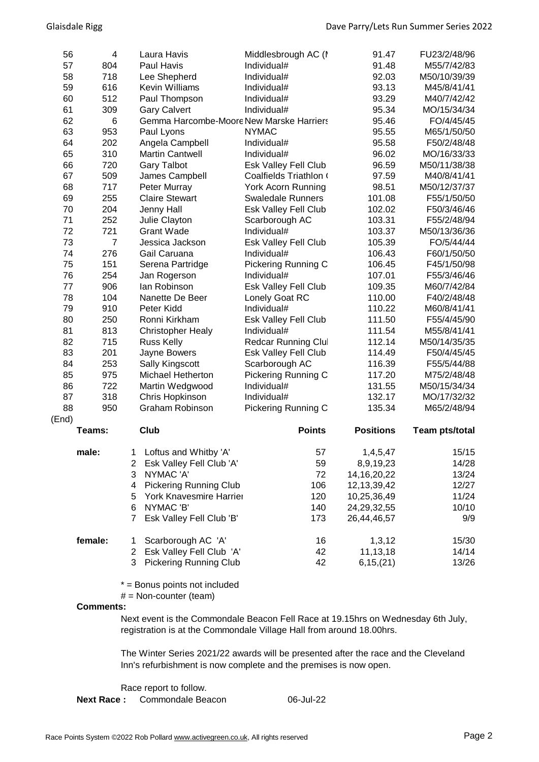| | | | | | |
|---|---|---|---|---|---|
| 56 | 4 | Laura Havis | Middlesbrough AC (I | 91.47 | FU23/2/48/96 |
| 57 | 804 | Paul Havis | Individual# | 91.48 | M55/7/42/83 |
| 58 | 718 | Lee Shepherd | Individual# | 92.03 | M50/10/39/39 |
| 59 | 616 | Kevin Williams | Individual# | 93.13 | M45/8/41/41 |
| 60 | 512 | Paul Thompson | Individual# | 93.29 | M40/7/42/42 |
| 61 | 309 | Gary Calvert | Individual# | 95.34 | MO/15/34/34 |
| 62 | 6 | Gemma Harcombe-Moore | New Marske Harriers | 95.46 | FO/4/45/45 |
| 63 | 953 | Paul Lyons | NYMAC | 95.55 | M65/1/50/50 |
| 64 | 202 | Angela Campbell | Individual# | 95.58 | F50/2/48/48 |
| 65 | 310 | Martin Cantwell | Individual# | 96.02 | MO/16/33/33 |
| 66 | 720 | Gary Talbot | Esk Valley Fell Club | 96.59 | M50/11/38/38 |
| 67 | 509 | James Campbell | Coalfields Triathlon ( | 97.59 | M40/8/41/41 |
| 68 | 717 | Peter Murray | York Acorn Running | 98.51 | M50/12/37/37 |
| 69 | 255 | Claire Stewart | Swaledale Runners | 101.08 | F55/1/50/50 |
| 70 | 204 | Jenny Hall | Esk Valley Fell Club | 102.02 | F50/3/46/46 |
| 71 | 252 | Julie Clayton | Scarborough AC | 103.31 | F55/2/48/94 |
| 72 | 721 | Grant Wade | Individual# | 103.37 | M50/13/36/36 |
| 73 | 7 | Jessica Jackson | Esk Valley Fell Club | 105.39 | FO/5/44/44 |
| 74 | 276 | Gail Caruana | Individual# | 106.43 | F60/1/50/50 |
| 75 | 151 | Serena Partridge | Pickering Running C | 106.45 | F45/1/50/98 |
| 76 | 254 | Jan Rogerson | Individual# | 107.01 | F55/3/46/46 |
| 77 | 906 | Ian Robinson | Esk Valley Fell Club | 109.35 | M60/7/42/84 |
| 78 | 104 | Nanette De Beer | Lonely Goat RC | 110.00 | F40/2/48/48 |
| 79 | 910 | Peter Kidd | Individual# | 110.22 | M60/8/41/41 |
| 80 | 250 | Ronni Kirkham | Esk Valley Fell Club | 111.50 | F55/4/45/90 |
| 81 | 813 | Christopher Healy | Individual# | 111.54 | M55/8/41/41 |
| 82 | 715 | Russ Kelly | Redcar Running Clul | 112.14 | M50/14/35/35 |
| 83 | 201 | Jayne Bowers | Esk Valley Fell Club | 114.49 | F50/4/45/45 |
| 84 | 253 | Sally Kingscott | Scarborough AC | 116.39 | F55/5/44/88 |
| 85 | 975 | Michael Hetherton | Pickering Running C | 117.20 | M75/2/48/48 |
| 86 | 722 | Martin Wedgwood | Individual# | 131.55 | M50/15/34/34 |
| 87 | 318 | Chris Hopkinson | Individual# | 132.17 | MO/17/32/32 |
| 88 | 950 | Graham Robinson | Pickering Running C | 135.34 | M65/2/48/94 |

(End)

| Teams: | | Club | Points | Positions | Team pts/total |
|---|---|---|---|---|---|
| male: | 1 | Loftus and Whitby 'A' | 57 | 1,4,5,47 | 15/15 |
| | 2 | Esk Valley Fell Club 'A' | 59 | 8,9,19,23 | 14/28 |
| | 3 | NYMAC 'A' | 72 | 14,16,20,22 | 13/24 |
| | 4 | Pickering Running Club | 106 | 12,13,39,42 | 12/27 |
| | 5 | York Knavesmire Harrier | 120 | 10,25,36,49 | 11/24 |
| | 6 | NYMAC 'B' | 140 | 24,29,32,55 | 10/10 |
| | 7 | Esk Valley Fell Club 'B' | 173 | 26,44,46,57 | 9/9 |
| female: | 1 | Scarborough AC 'A' | 16 | 1,3,12 | 15/30 |
| | 2 | Esk Valley Fell Club 'A' | 42 | 11,13,18 | 14/14 |
| | 3 | Pickering Running Club | 42 | 6,15,(21) | 13/26 |

* = Bonus points not included
# = Non-counter (team)

**Comments:**

Next event is the Commondale Beacon Fell Race at 19.15hrs on Wednesday 6th July, registration is at the Commondale Village Hall from around 18.00hrs.

The Winter Series 2021/22 awards will be presented after the race and the Cleveland Inn's refurbishment is now complete and the premises is now open.

Race report to follow.

**Next Race :** Commondale Beacon 06-Jul-22